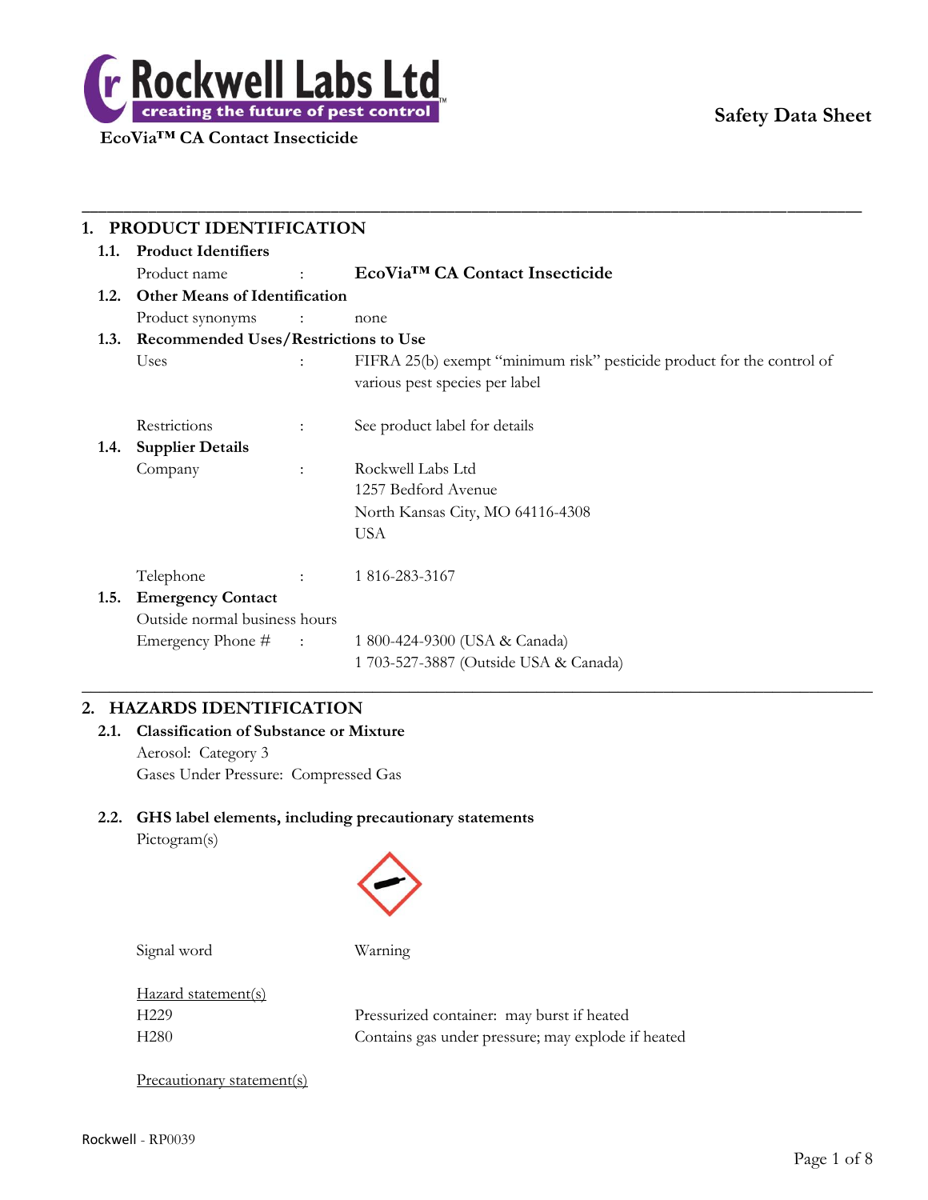Rockwell Labs Ltd
creating the future of pest control

**EcoVia™ CA Contact Insecticide**

**Safety Data Sheet**

## 1. PRODUCT IDENTIFICATION

### 1.1. Product Identifiers

Product name : **EcoVia™ CA Contact Insecticide**

### 1.2. Other Means of Identification

Product synonyms : none

### 1.3. Recommended Uses/Restrictions to Use

Uses : FIFRA 25(b) exempt "minimum risk" pesticide product for the control of various pest species per label

Restrictions : See product label for details

### 1.4. Supplier Details

Company : Rockwell Labs Ltd
1257 Bedford Avenue
North Kansas City, MO 64116-4308
USA

Telephone : 1 816-283-3167

### 1.5. Emergency Contact

Outside normal business hours

Emergency Phone # : 1 800-424-9300 (USA & Canada)
1 703-527-3887 (Outside USA & Canada)

## 2. HAZARDS IDENTIFICATION

### 2.1. Classification of Substance or Mixture

Aerosol: Category 3

Gases Under Pressure: Compressed Gas

### 2.2. GHS label elements, including precautionary statements

Pictogram(s)

Signal word Warning

Hazard statement(s)

H229 Pressurized container: may burst if heated

H280 Contains gas under pressure; may explode if heated

Precautionary statement(s)

Rockwell - RP0039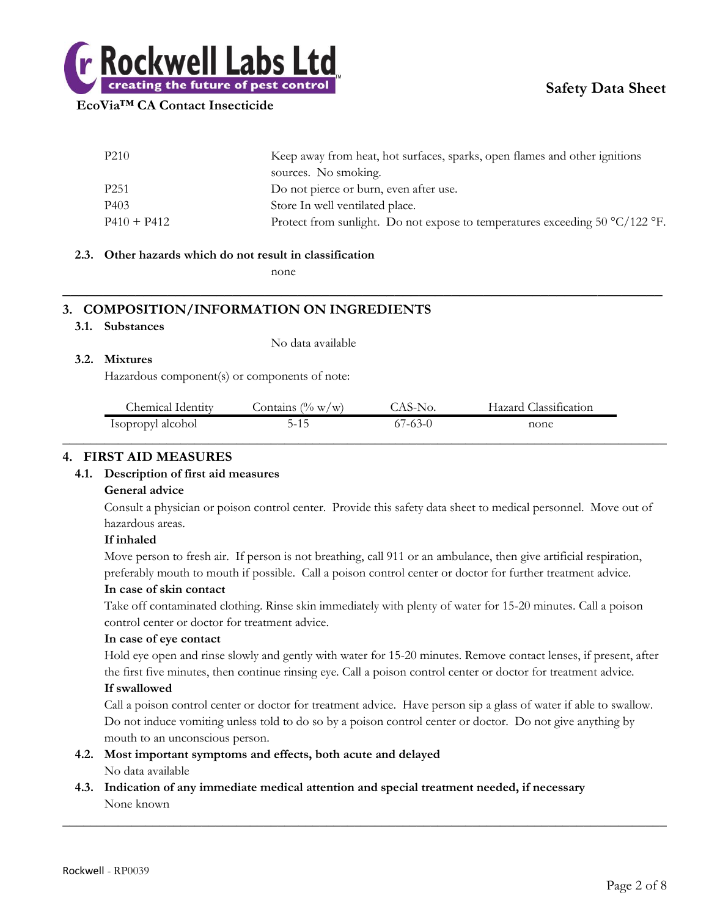| | |
|---|---|
| P210 | Keep away from heat, hot surfaces, sparks, open flames and other ignitions sources. No smoking. |
| P251 | Do not pierce or burn, even after use. |
| P403 | Store In well ventilated place. |
| P410 + P412 | Protect from sunlight. Do not expose to temperatures exceeding 50 °C/122 °F. |

**2.3. Other hazards which do not result in classification**

none

## 3. COMPOSITION/INFORMATION ON INGREDIENTS

**3.1. Substances**

No data available

**3.2. Mixtures**

Hazardous component(s) or components of note:

| Chemical Identity | Contains (% w/w) | CAS-No. | Hazard Classification |
|---|---|---|---|
| Isopropyl alcohol | 5-15 | 67-63-0 | none |

## 4. FIRST AID MEASURES

**4.1. Description of first aid measures**

**General advice**

Consult a physician or poison control center. Provide this safety data sheet to medical personnel. Move out of hazardous areas.

**If inhaled**

Move person to fresh air. If person is not breathing, call 911 or an ambulance, then give artificial respiration, preferably mouth to mouth if possible. Call a poison control center or doctor for further treatment advice.

**In case of skin contact**

Take off contaminated clothing. Rinse skin immediately with plenty of water for 15-20 minutes. Call a poison control center or doctor for treatment advice.

**In case of eye contact**

Hold eye open and rinse slowly and gently with water for 15-20 minutes. Remove contact lenses, if present, after the first five minutes, then continue rinsing eye. Call a poison control center or doctor for treatment advice.

**If swallowed**

Call a poison control center or doctor for treatment advice. Have person sip a glass of water if able to swallow. Do not induce vomiting unless told to do so by a poison control center or doctor. Do not give anything by mouth to an unconscious person.

**4.2. Most important symptoms and effects, both acute and delayed**

No data available

**4.3. Indication of any immediate medical attention and special treatment needed, if necessary**

None known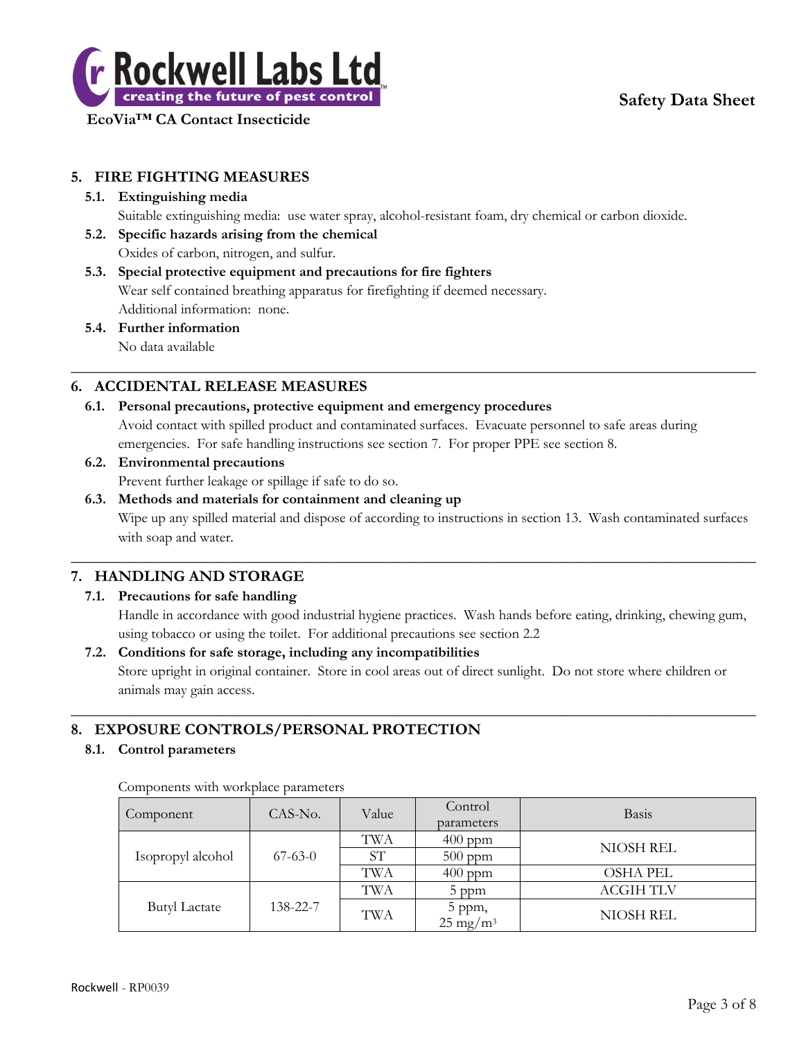## 5. FIRE FIGHTING MEASURES

### 5.1. Extinguishing media

Suitable extinguishing media: use water spray, alcohol-resistant foam, dry chemical or carbon dioxide.

### 5.2. Specific hazards arising from the chemical

Oxides of carbon, nitrogen, and sulfur.

### 5.3. Special protective equipment and precautions for fire fighters

Wear self contained breathing apparatus for firefighting if deemed necessary.

Additional information: none.

### 5.4. Further information

No data available

## 6. ACCIDENTAL RELEASE MEASURES

### 6.1. Personal precautions, protective equipment and emergency procedures

Avoid contact with spilled product and contaminated surfaces. Evacuate personnel to safe areas during emergencies. For safe handling instructions see section 7. For proper PPE see section 8.

### 6.2. Environmental precautions

Prevent further leakage or spillage if safe to do so.

### 6.3. Methods and materials for containment and cleaning up

Wipe up any spilled material and dispose of according to instructions in section 13. Wash contaminated surfaces with soap and water.

## 7. HANDLING AND STORAGE

### 7.1. Precautions for safe handling

Handle in accordance with good industrial hygiene practices. Wash hands before eating, drinking, chewing gum, using tobacco or using the toilet. For additional precautions see section 2.2

### 7.2. Conditions for safe storage, including any incompatibilities

Store upright in original container. Store in cool areas out of direct sunlight. Do not store where children or animals may gain access.

## 8. EXPOSURE CONTROLS/PERSONAL PROTECTION

### 8.1. Control parameters

Components with workplace parameters

| Component | CAS-No. | Value | Control parameters | Basis |
|---|---|---|---|---|
| Isopropyl alcohol | 67-63-0 | TWA | 400 ppm | NIOSH REL |
| | | ST | 500 ppm | |
| | | TWA | 400 ppm | OSHA PEL |
| Butyl Lactate | 138-22-7 | TWA | 5 ppm | ACGIH TLV |
| | | TWA | 5 ppm, 25 mg/m$^3$ | NIOSH REL |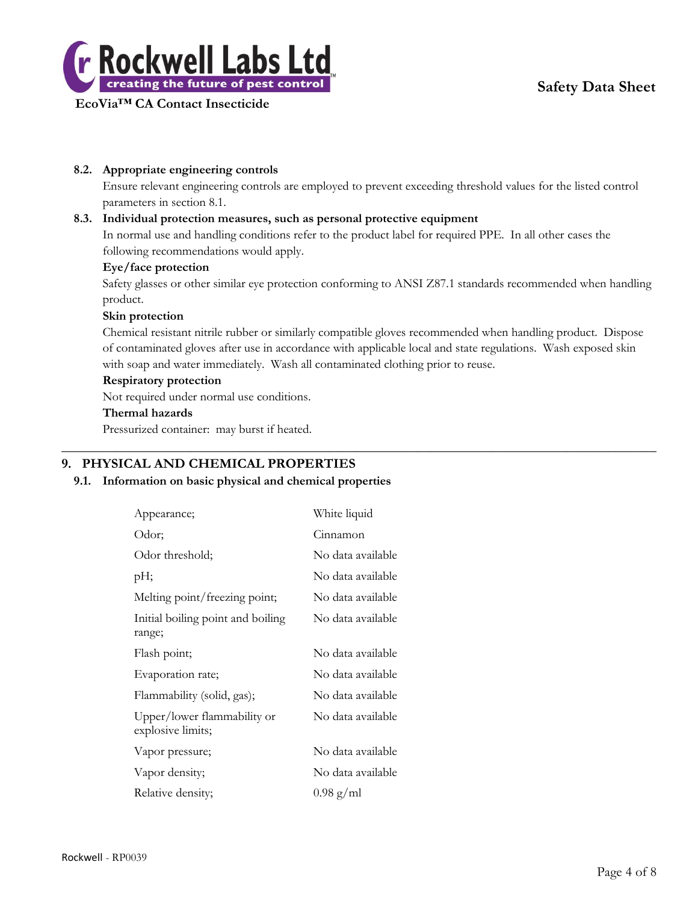### 8.2. Appropriate engineering controls

Ensure relevant engineering controls are employed to prevent exceeding threshold values for the listed control parameters in section 8.1.

### 8.3. Individual protection measures, such as personal protective equipment

In normal use and handling conditions refer to the product label for required PPE. In all other cases the following recommendations would apply.

**Eye/face protection**

Safety glasses or other similar eye protection conforming to ANSI Z87.1 standards recommended when handling product.

**Skin protection**

Chemical resistant nitrile rubber or similarly compatible gloves recommended when handling product. Dispose of contaminated gloves after use in accordance with applicable local and state regulations. Wash exposed skin with soap and water immediately. Wash all contaminated clothing prior to reuse.

**Respiratory protection**

Not required under normal use conditions.

**Thermal hazards**

Pressurized container: may burst if heated.

---

## 9. PHYSICAL AND CHEMICAL PROPERTIES

### 9.1. Information on basic physical and chemical properties

| Property | Value |
| --- | --- |
| Appearance; | White liquid |
| Odor; | Cinnamon |
| Odor threshold; | No data available |
| pH; | No data available |
| Melting point/freezing point; | No data available |
| Initial boiling point and boiling range; | No data available |
| Flash point; | No data available |
| Evaporation rate; | No data available |
| Flammability (solid, gas); | No data available |
| Upper/lower flammability or explosive limits; | No data available |
| Vapor pressure; | No data available |
| Vapor density; | No data available |
| Relative density; | 0.98 g/ml |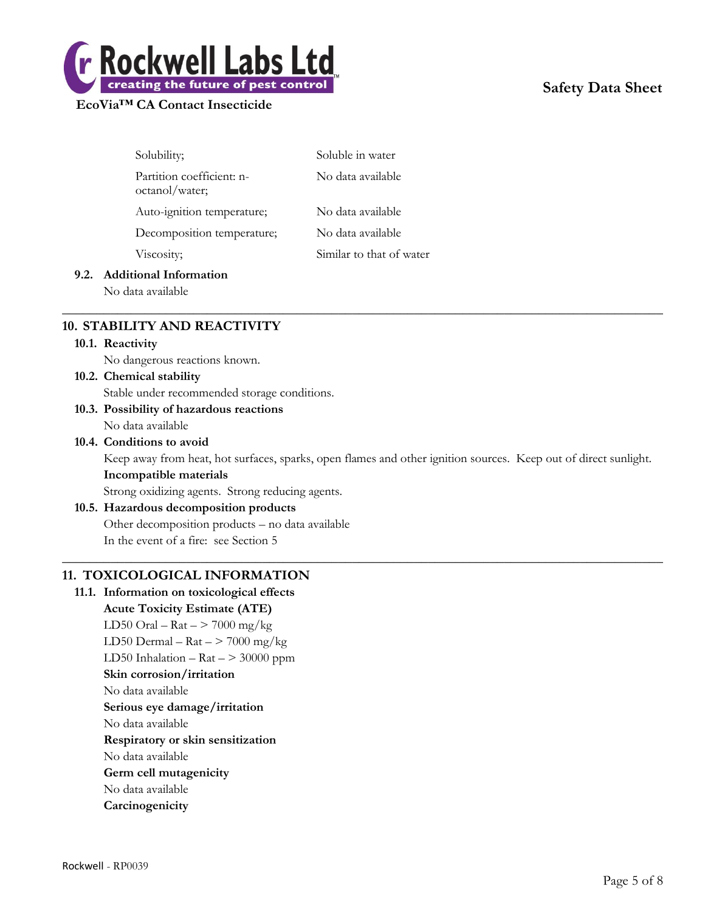| | |
|---|---|
| Solubility; | Soluble in water |
| Partition coefficient: n-octanol/water; | No data available |
| Auto-ignition temperature; | No data available |
| Decomposition temperature; | No data available |
| Viscosity; | Similar to that of water |

### 9.2. Additional Information

No data available

## 10. STABILITY AND REACTIVITY

### 10.1. Reactivity

No dangerous reactions known.

### 10.2. Chemical stability

Stable under recommended storage conditions.

### 10.3. Possibility of hazardous reactions

No data available

### 10.4. Conditions to avoid

Keep away from heat, hot surfaces, sparks, open flames and other ignition sources. Keep out of direct sunlight.

**Incompatible materials**

Strong oxidizing agents. Strong reducing agents.

### 10.5. Hazardous decomposition products

Other decomposition products – no data available

In the event of a fire: see Section 5

## 11. TOXICOLOGICAL INFORMATION

### 11.1. Information on toxicological effects

**Acute Toxicity Estimate (ATE)**

LD50 Oral – Rat – > 7000 mg/kg

LD50 Dermal – Rat – > 7000 mg/kg

LD50 Inhalation – Rat – > 30000 ppm

**Skin corrosion/irritation**

No data available

**Serious eye damage/irritation**

No data available

**Respiratory or skin sensitization**

No data available

**Germ cell mutagenicity**

No data available

**Carcinogenicity**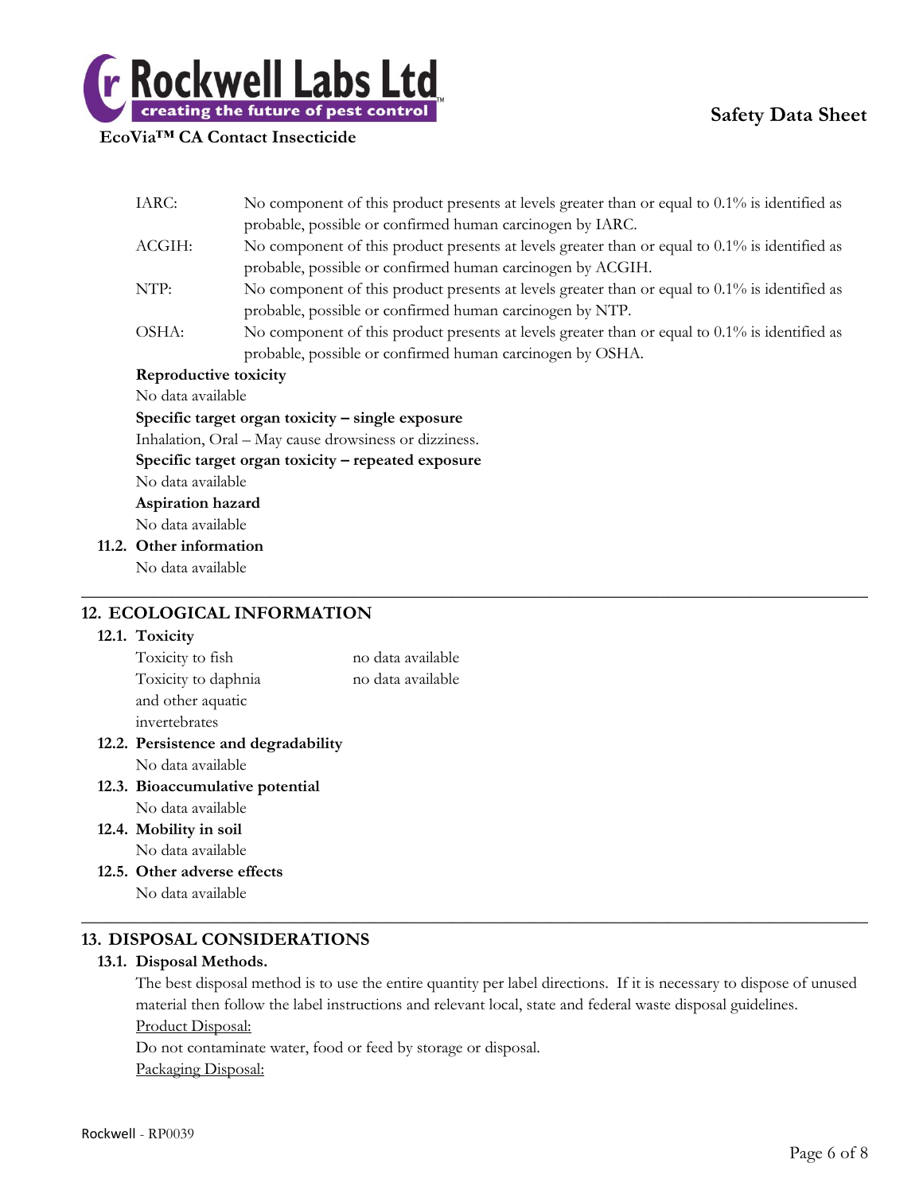| | |
|---|---|
| IARC: | No component of this product presents at levels greater than or equal to 0.1% is identified as probable, possible or confirmed human carcinogen by IARC. |
| ACGIH: | No component of this product presents at levels greater than or equal to 0.1% is identified as probable, possible or confirmed human carcinogen by ACGIH. |
| NTP: | No component of this product presents at levels greater than or equal to 0.1% is identified as probable, possible or confirmed human carcinogen by NTP. |
| OSHA: | No component of this product presents at levels greater than or equal to 0.1% is identified as probable, possible or confirmed human carcinogen by OSHA. |

**Reproductive toxicity**

No data available

**Specific target organ toxicity – single exposure**

Inhalation, Oral – May cause drowsiness or dizziness.

**Specific target organ toxicity – repeated exposure**

No data available

**Aspiration hazard**

No data available

### 11.2. Other information

No data available

## 12. ECOLOGICAL INFORMATION

### 12.1. Toxicity

| | |
|---|---|
| Toxicity to fish | no data available |
| Toxicity to daphnia and other aquatic invertebrates | no data available |

### 12.2. Persistence and degradability

No data available

### 12.3. Bioaccumulative potential

No data available

### 12.4. Mobility in soil

No data available

### 12.5. Other adverse effects

No data available

## 13. DISPOSAL CONSIDERATIONS

### 13.1. Disposal Methods.

The best disposal method is to use the entire quantity per label directions. If it is necessary to dispose of unused material then follow the label instructions and relevant local, state and federal waste disposal guidelines.

Product Disposal:

Do not contaminate water, food or feed by storage or disposal.

Packaging Disposal: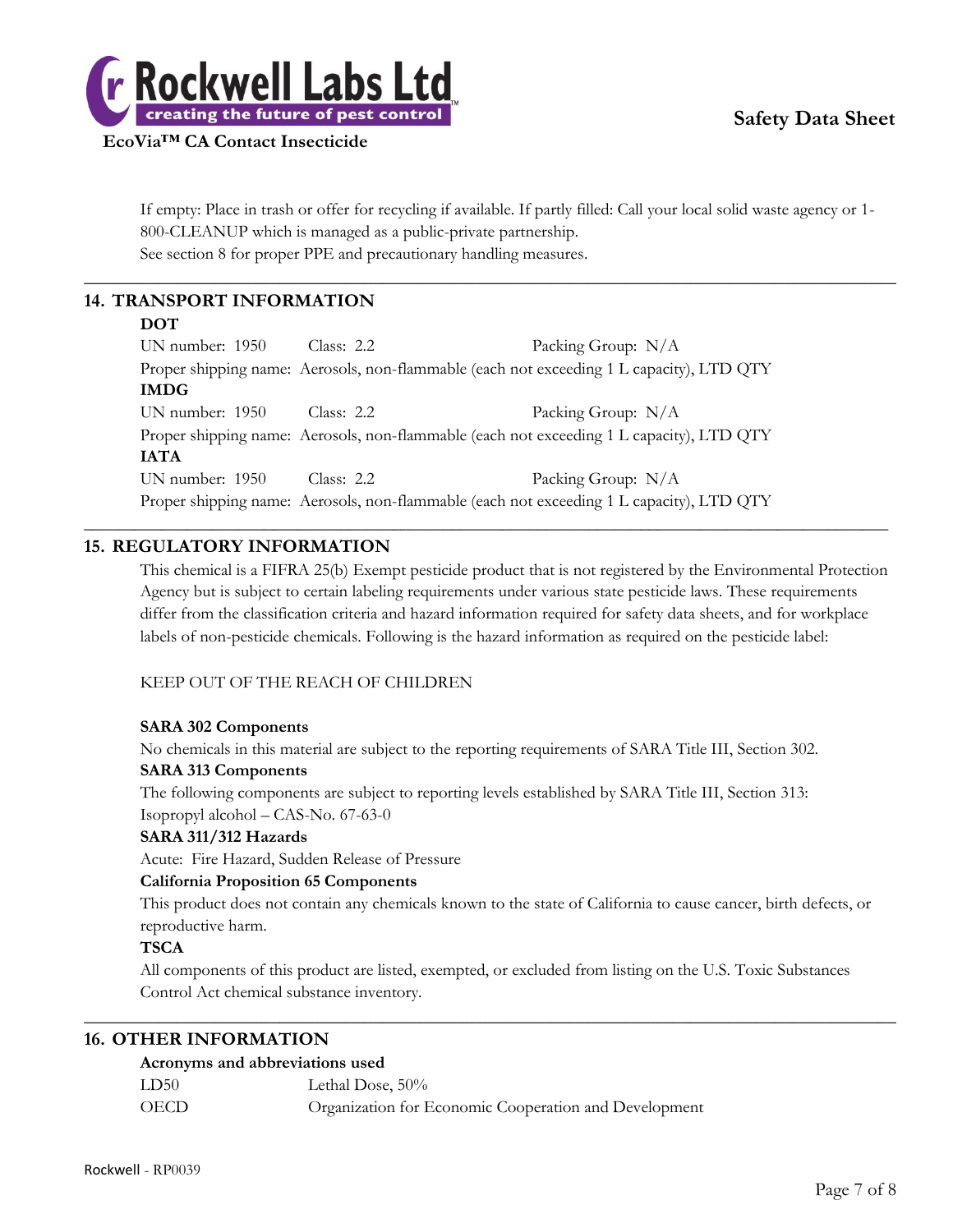If empty: Place in trash or offer for recycling if available. If partly filled: Call your local solid waste agency or 1-800-CLEANUP which is managed as a public-private partnership.
See section 8 for proper PPE and precautionary handling measures.

## 14. TRANSPORT INFORMATION

**DOT**

UN number: 1950 Class: 2.2 Packing Group: N/A

Proper shipping name: Aerosols, non-flammable (each not exceeding 1 L capacity), LTD QTY

**IMDG**

UN number: 1950 Class: 2.2 Packing Group: N/A

Proper shipping name: Aerosols, non-flammable (each not exceeding 1 L capacity), LTD QTY

**IATA**

UN number: 1950 Class: 2.2 Packing Group: N/A

Proper shipping name: Aerosols, non-flammable (each not exceeding 1 L capacity), LTD QTY

## 15. REGULATORY INFORMATION

This chemical is a FIFRA 25(b) Exempt pesticide product that is not registered by the Environmental Protection Agency but is subject to certain labeling requirements under various state pesticide laws. These requirements differ from the classification criteria and hazard information required for safety data sheets, and for workplace labels of non-pesticide chemicals. Following is the hazard information as required on the pesticide label:

KEEP OUT OF THE REACH OF CHILDREN

**SARA 302 Components**

No chemicals in this material are subject to the reporting requirements of SARA Title III, Section 302.

**SARA 313 Components**

The following components are subject to reporting levels established by SARA Title III, Section 313:
Isopropyl alcohol – CAS-No. 67-63-0

**SARA 311/312 Hazards**

Acute: Fire Hazard, Sudden Release of Pressure

**California Proposition 65 Components**

This product does not contain any chemicals known to the state of California to cause cancer, birth defects, or reproductive harm.

**TSCA**

All components of this product are listed, exempted, or excluded from listing on the U.S. Toxic Substances Control Act chemical substance inventory.

## 16. OTHER INFORMATION

**Acronyms and abbreviations used**

| | |
|---|---|
| LD50 | Lethal Dose, 50% |
| OECD | Organization for Economic Cooperation and Development |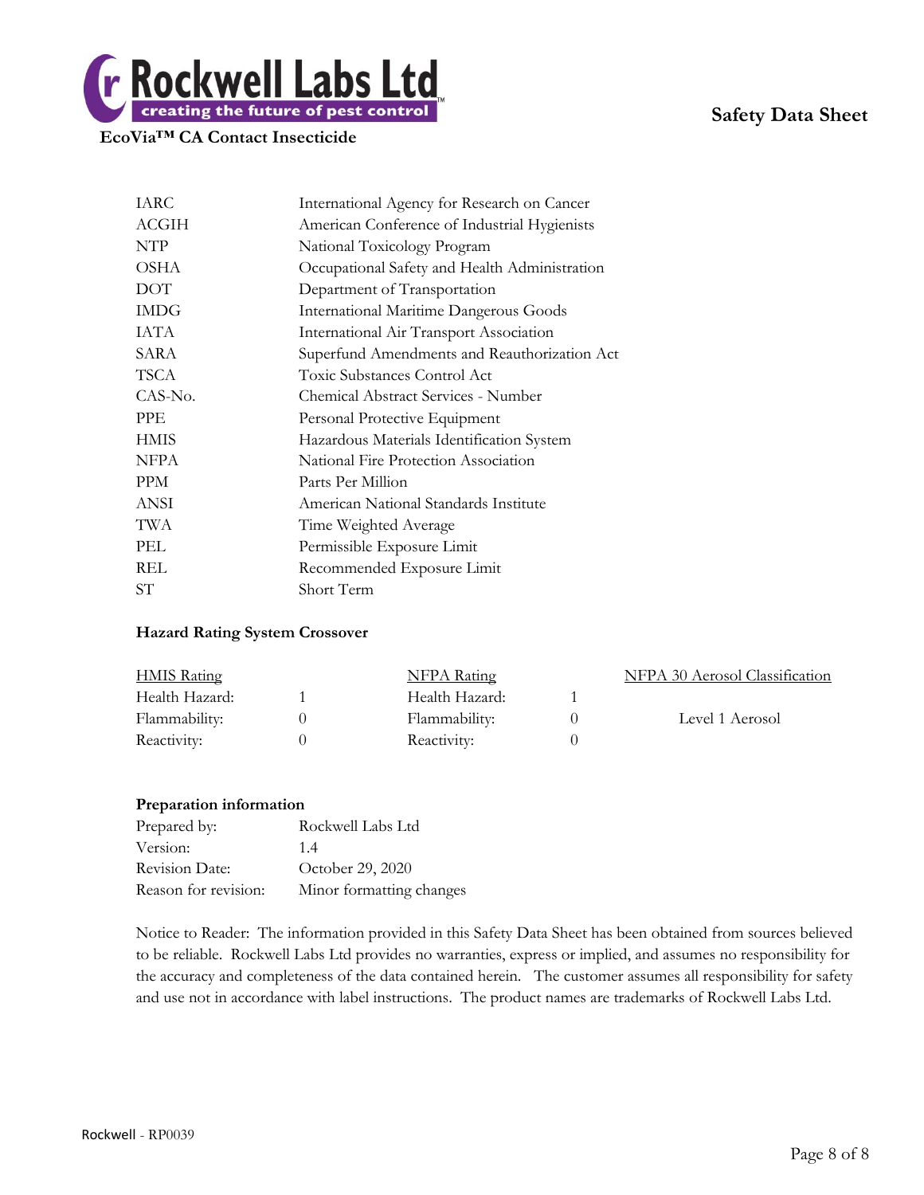| | |
|---|---|
| IARC | International Agency for Research on Cancer |
| ACGIH | American Conference of Industrial Hygienists |
| NTP | National Toxicology Program |
| OSHA | Occupational Safety and Health Administration |
| DOT | Department of Transportation |
| IMDG | International Maritime Dangerous Goods |
| IATA | International Air Transport Association |
| SARA | Superfund Amendments and Reauthorization Act |
| TSCA | Toxic Substances Control Act |
| CAS-No. | Chemical Abstract Services - Number |
| PPE | Personal Protective Equipment |
| HMIS | Hazardous Materials Identification System |
| NFPA | National Fire Protection Association |
| PPM | Parts Per Million |
| ANSI | American National Standards Institute |
| TWA | Time Weighted Average |
| PEL | Permissible Exposure Limit |
| REL | Recommended Exposure Limit |
| ST | Short Term |

**Hazard Rating System Crossover**

| HMIS Rating | | NFPA Rating | | NFPA 30 Aerosol Classification |
|---|---|---|---|---|
| Health Hazard: | 1 | Health Hazard: | 1 | |
| Flammability: | 0 | Flammability: | 0 | Level 1 Aerosol |
| Reactivity: | 0 | Reactivity: | 0 | |

**Preparation information**

| | |
|---|---|
| Prepared by: | Rockwell Labs Ltd |
| Version: | 1.4 |
| Revision Date: | October 29, 2020 |
| Reason for revision: | Minor formatting changes |

Notice to Reader: The information provided in this Safety Data Sheet has been obtained from sources believed to be reliable. Rockwell Labs Ltd provides no warranties, express or implied, and assumes no responsibility for the accuracy and completeness of the data contained herein. The customer assumes all responsibility for safety and use not in accordance with label instructions. The product names are trademarks of Rockwell Labs Ltd.